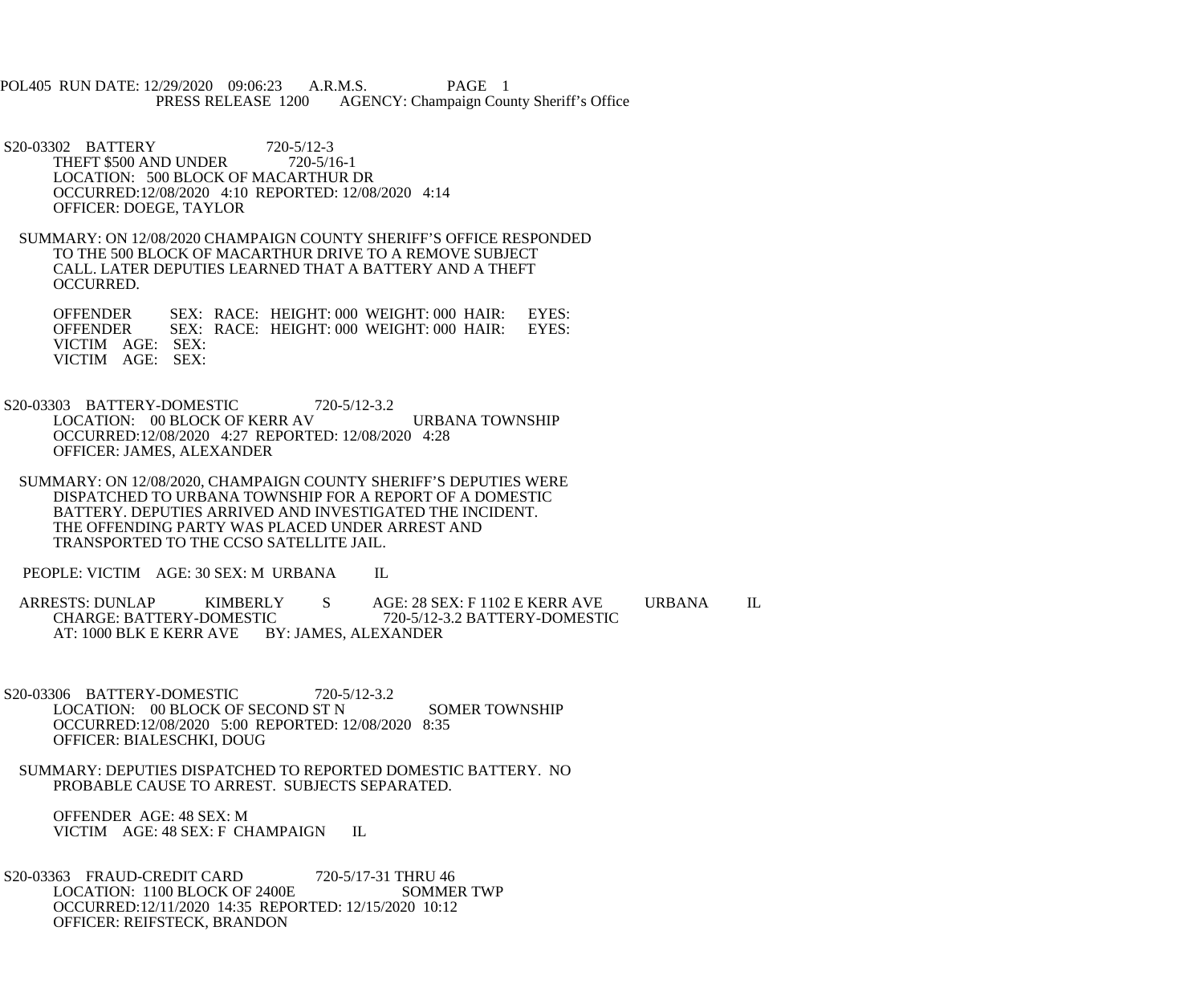POL405 RUN DATE: 12/29/2020 09:06:23 A.R.M.S. PAGE 1
PRESS RELEASE 1200 AGENCY: Champaign County Sheriff's Office

S20-03302 BATTERY 720-5/12-3
THEFT $500 AND UNDER 720-5/16-1
LOCATION: 500 BLOCK OF MACARTHUR DR
OCCURRED:12/08/2020 4:10 REPORTED: 12/08/2020 4:14
OFFICER: DOEGE, TAYLOR

SUMMARY: ON 12/08/2020 CHAMPAIGN COUNTY SHERIFF'S OFFICE RESPONDED TO THE 500 BLOCK OF MACARTHUR DRIVE TO A REMOVE SUBJECT CALL. LATER DEPUTIES LEARNED THAT A BATTERY AND A THEFT OCCURRED.

OFFENDER SEX: RACE: HEIGHT: 000 WEIGHT: 000 HAIR: EYES:
OFFENDER SEX: RACE: HEIGHT: 000 WEIGHT: 000 HAIR: EYES:
VICTIM AGE: SEX:
VICTIM AGE: SEX:

S20-03303 BATTERY-DOMESTIC 720-5/12-3.2
LOCATION: 00 BLOCK OF KERR AV URBANA TOWNSHIP
OCCURRED:12/08/2020 4:27 REPORTED: 12/08/2020 4:28
OFFICER: JAMES, ALEXANDER

SUMMARY: ON 12/08/2020, CHAMPAIGN COUNTY SHERIFF'S DEPUTIES WERE DISPATCHED TO URBANA TOWNSHIP FOR A REPORT OF A DOMESTIC BATTERY. DEPUTIES ARRIVED AND INVESTIGATED THE INCIDENT. THE OFFENDING PARTY WAS PLACED UNDER ARREST AND TRANSPORTED TO THE CCSO SATELLITE JAIL.

PEOPLE: VICTIM AGE: 30 SEX: M URBANA IL

ARRESTS: DUNLAP KIMBERLY S AGE: 28 SEX: F 1102 E KERR AVE URBANA IL
CHARGE: BATTERY-DOMESTIC 720-5/12-3.2 BATTERY-DOMESTIC
AT: 1000 BLK E KERR AVE BY: JAMES, ALEXANDER

S20-03306 BATTERY-DOMESTIC 720-5/12-3.2
LOCATION: 00 BLOCK OF SECOND ST N SOMER TOWNSHIP
OCCURRED:12/08/2020 5:00 REPORTED: 12/08/2020 8:35
OFFICER: BIALESCHKI, DOUG

SUMMARY: DEPUTIES DISPATCHED TO REPORTED DOMESTIC BATTERY. NO PROBABLE CAUSE TO ARREST. SUBJECTS SEPARATED.

OFFENDER AGE: 48 SEX: M
VICTIM AGE: 48 SEX: F CHAMPAIGN IL

S20-03363 FRAUD-CREDIT CARD 720-5/17-31 THRU 46
LOCATION: 1100 BLOCK OF 2400E SOMMER TWP
OCCURRED:12/11/2020 14:35 REPORTED: 12/15/2020 10:12
OFFICER: REIFSTECK, BRANDON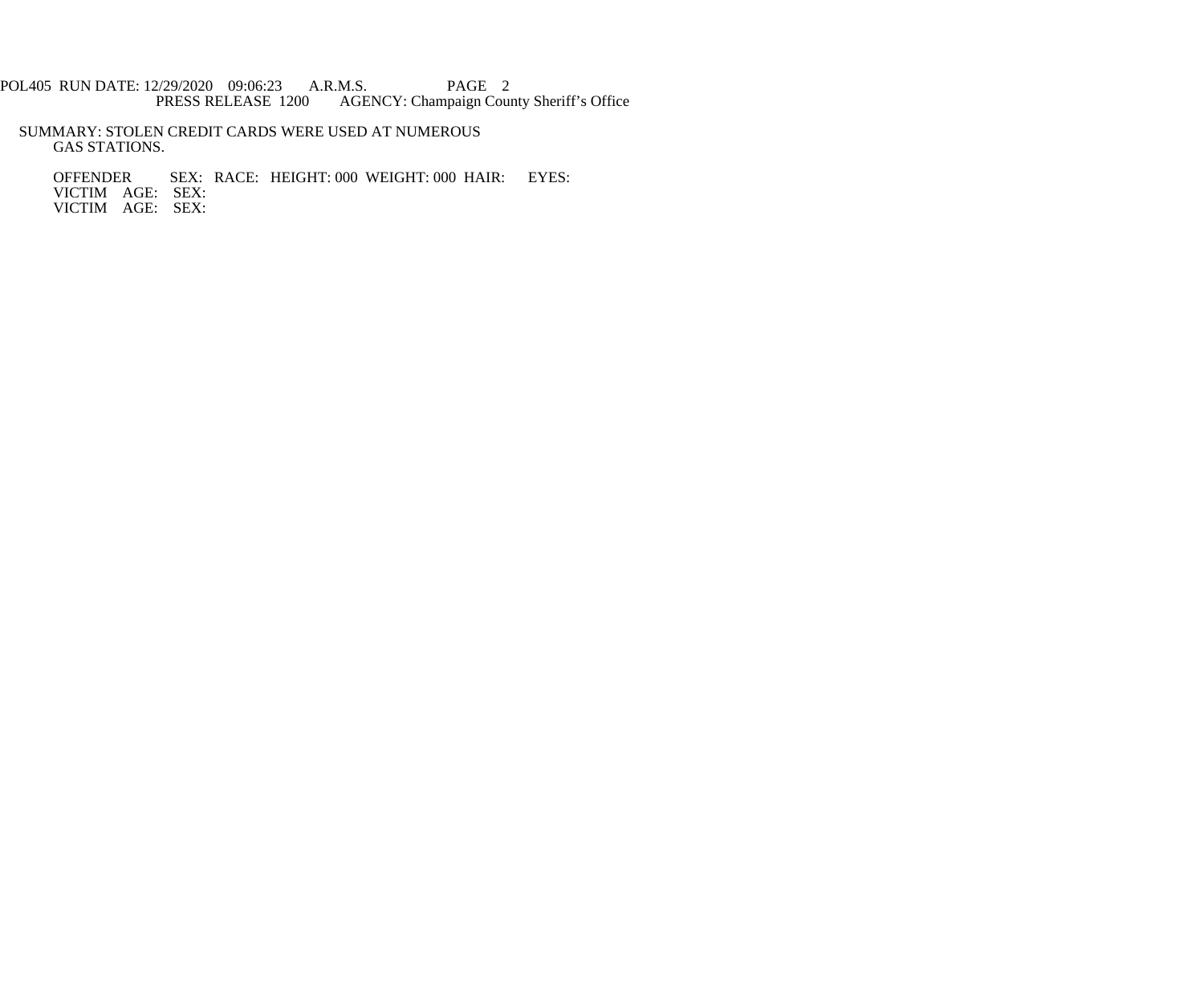SUMMARY: STOLEN CREDIT CARDS WERE USED AT NUMEROUS GAS STATIONS.

OFFENDER SEX: RACE: HEIGHT: 000 WEIGHT: 000 HAIR: EYES:
VICTIM AGE: SEX:
VICTIM AGE: SEX: